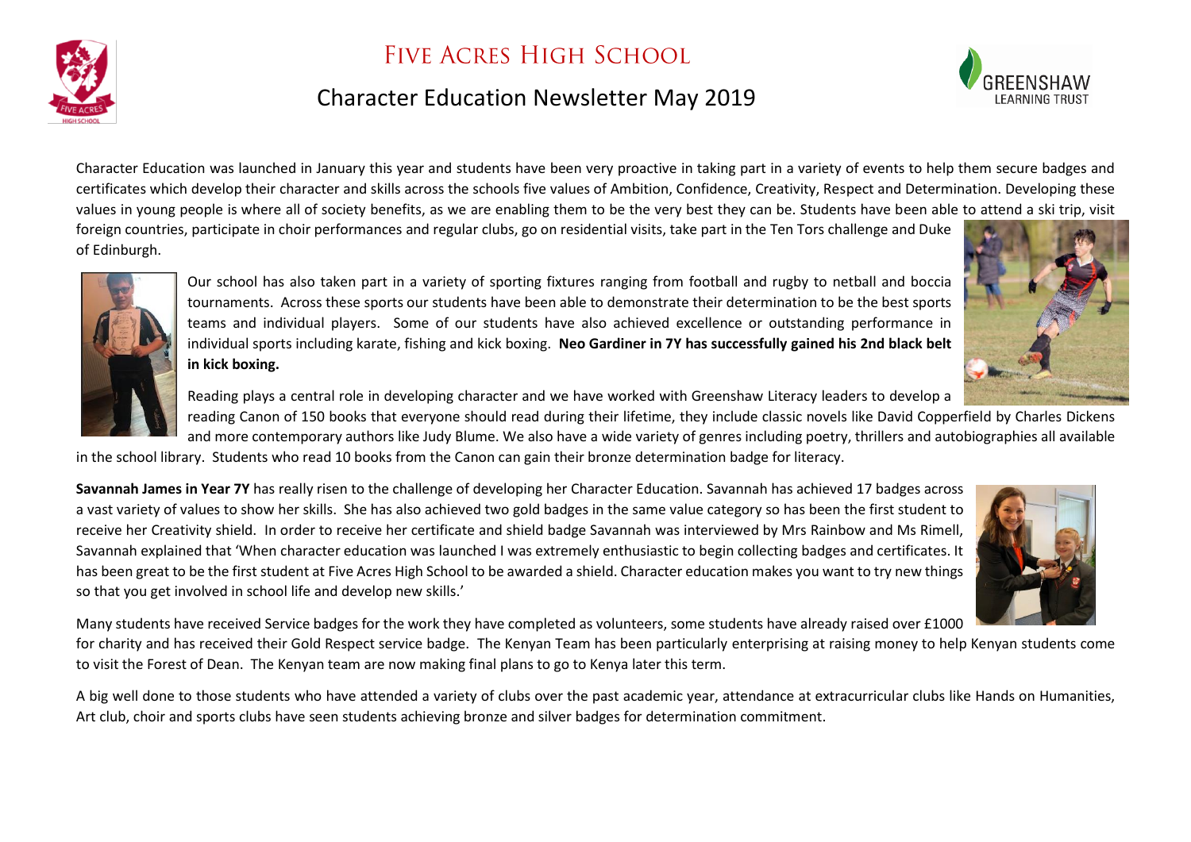# Five Acres High School

## Character Education Newsletter May 2019

Character Education was launched in January this year and students have been very proactive in taking part in a variety of events to help them secure badges and certificates which develop their character and skills across the schools five values of Ambition, Confidence, Creativity, Respect and Determination. Developing these values in young people is where all of society benefits, as we are enabling them to be the very best they can be. Students have been able to attend a ski trip, visit foreign countries, participate in choir performances and regular clubs, go on residential visits, take part in the Ten Tors challenge and Duke of Edinburgh.

Our school has also taken part in a variety of sporting fixtures ranging from football and rugby to netball and boccia tournaments. Across these sports our students have been able to demonstrate their determination to be the best sports teams and individual players. Some of our students have also achieved excellence or outstanding performance in individual sports including karate, fishing and kick boxing. **Neo Gardiner in 7Y has successfully gained his 2nd black belt in kick boxing.**

Reading plays a central role in developing character and we have worked with Greenshaw Literacy leaders to develop a reading Canon of 150 books that everyone should read during their lifetime, they include classic novels like David Copperfield by Charles Dickens and more contemporary authors like Judy Blume. We also have a wide variety of genres including poetry, thrillers and autobiographies all available in the school library. Students who read 10 books from the Canon can gain their bronze determination badge for literacy.

**Savannah James in Year 7Y** has really risen to the challenge of developing her Character Education. Savannah has achieved 17 badges across a vast variety of values to show her skills. She has also achieved two gold badges in the same value category so has been the first student to receive her Creativity shield. In order to receive her certificate and shield badge Savannah was interviewed by Mrs Rainbow and Ms Rimell, Savannah explained that 'When character education was launched I was extremely enthusiastic to begin collecting badges and certificates. It has been great to be the first student at Five Acres High School to be awarded a shield. Character education makes you want to try new things so that you get involved in school life and develop new skills.'

Many students have received Service badges for the work they have completed as volunteers, some students have already raised over £1000 for charity and has received their Gold Respect service badge. The Kenyan Team has been particularly enterprising at raising money to help Kenyan students come to visit the Forest of Dean. The Kenyan team are now making final plans to go to Kenya later this term.

A big well done to those students who have attended a variety of clubs over the past academic year, attendance at extracurricular clubs like Hands on Humanities, Art club, choir and sports clubs have seen students achieving bronze and silver badges for determination commitment.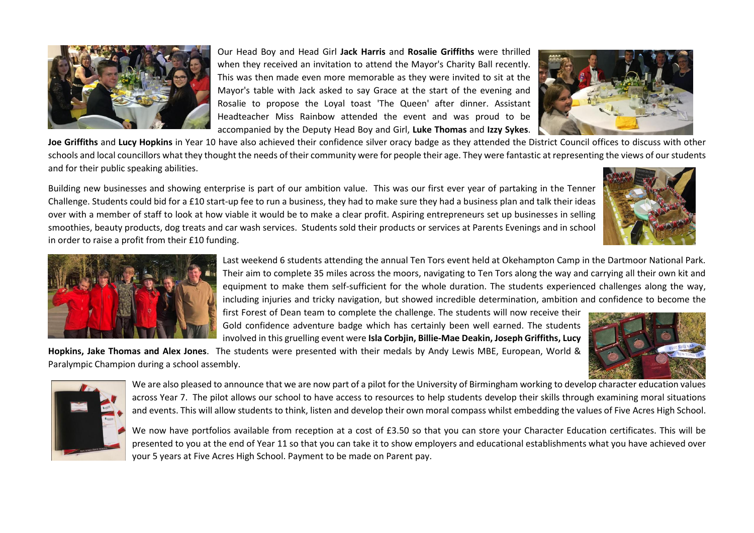Our Head Boy and Head Girl **Jack Harris** and **Rosalie Griffiths** were thrilled when they received an invitation to attend the Mayor's Charity Ball recently. This was then made even more memorable as they were invited to sit at the Mayor's table with Jack asked to say Grace at the start of the evening and Rosalie to propose the Loyal toast 'The Queen' after dinner. Assistant Headteacher Miss Rainbow attended the event and was proud to be accompanied by the Deputy Head Boy and Girl, **Luke Thomas** and **Izzy Sykes**.

**Joe Griffiths** and **Lucy Hopkins** in Year 10 have also achieved their confidence silver oracy badge as they attended the District Council offices to discuss with other schools and local councillors what they thought the needs of their community were for people their age. They were fantastic at representing the views of our students and for their public speaking abilities.

Building new businesses and showing enterprise is part of our ambition value. This was our first ever year of partaking in the Tenner Challenge. Students could bid for a £10 start-up fee to run a business, they had to make sure they had a business plan and talk their ideas over with a member of staff to look at how viable it would be to make a clear profit. Aspiring entrepreneurs set up businesses in selling smoothies, beauty products, dog treats and car wash services. Students sold their products or services at Parents Evenings and in school in order to raise a profit from their £10 funding.

Last weekend 6 students attending the annual Ten Tors event held at Okehampton Camp in the Dartmoor National Park. Their aim to complete 35 miles across the moors, navigating to Ten Tors along the way and carrying all their own kit and equipment to make them self-sufficient for the whole duration. The students experienced challenges along the way, including injuries and tricky navigation, but showed incredible determination, ambition and confidence to become the first Forest of Dean team to complete the challenge. The students will now receive their Gold confidence adventure badge which has certainly been well earned. The students involved in this gruelling event were **Isla Corbjin, Billie-Mae Deakin, Joseph Griffiths, Lucy Hopkins, Jake Thomas and Alex Jones**. The students were presented with their medals by Andy Lewis MBE, European, World & Paralympic Champion during a school assembly.

We are also pleased to announce that we are now part of a pilot for the University of Birmingham working to develop character education values across Year 7. The pilot allows our school to have access to resources to help students develop their skills through examining moral situations and events. This will allow students to think, listen and develop their own moral compass whilst embedding the values of Five Acres High School.

We now have portfolios available from reception at a cost of £3.50 so that you can store your Character Education certificates. This will be presented to you at the end of Year 11 so that you can take it to show employers and educational establishments what you have achieved over your 5 years at Five Acres High School. Payment to be made on Parent pay.